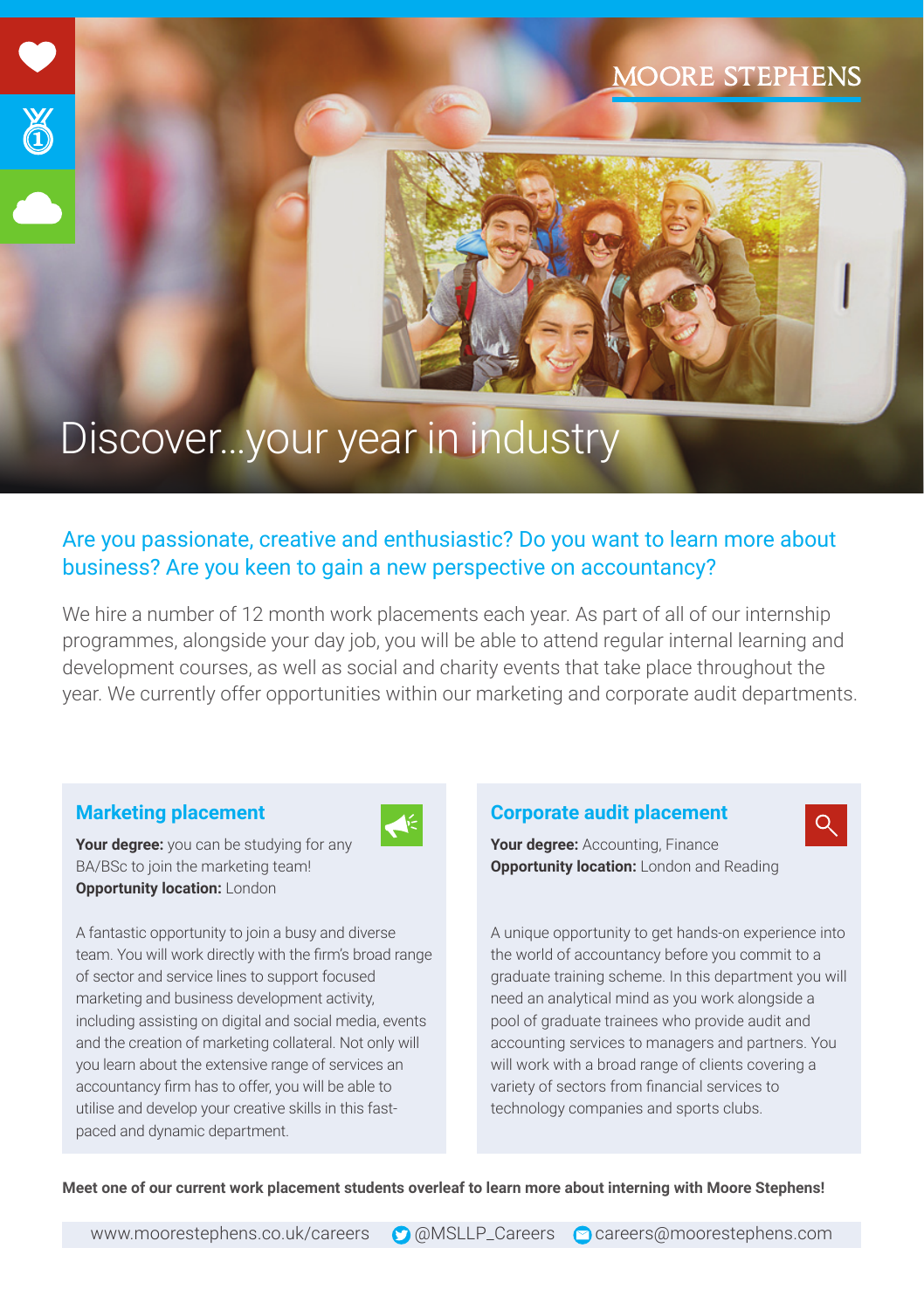MOORE STEPHENS

# Discover...your year in industry

## Are you passionate, creative and enthusiastic? Do you want to learn more about business? Are you keen to gain a new perspective on accountancy?

We hire a number of 12 month work placements each year. As part of all of our internship programmes, alongside your day job, you will be able to attend regular internal learning and development courses, as well as social and charity events that take place throughout the year. We currently offer opportunities within our marketing and corporate audit departments.

### Marketing placement

**Your degree:** you can be studying for any BA/BSc to join the marketing team!
**Opportunity location:** London

A fantastic opportunity to join a busy and diverse team. You will work directly with the firm's broad range of sector and service lines to support focused marketing and business development activity, including assisting on digital and social media, events and the creation of marketing collateral. Not only will you learn about the extensive range of services an accountancy firm has to offer, you will be able to utilise and develop your creative skills in this fast-paced and dynamic department.

### Corporate audit placement

**Your degree:** Accounting, Finance
**Opportunity location:** London and Reading

A unique opportunity to get hands-on experience into the world of accountancy before you commit to a graduate training scheme. In this department you will need an analytical mind as you work alongside a pool of graduate trainees who provide audit and accounting services to managers and partners. You will work with a broad range of clients covering a variety of sectors from financial services to technology companies and sports clubs.

**Meet one of our current work placement students overleaf to learn more about interning with Moore Stephens!**

www.moorestephens.co.uk/careers @MSLLP_Careers careers@moorestephens.com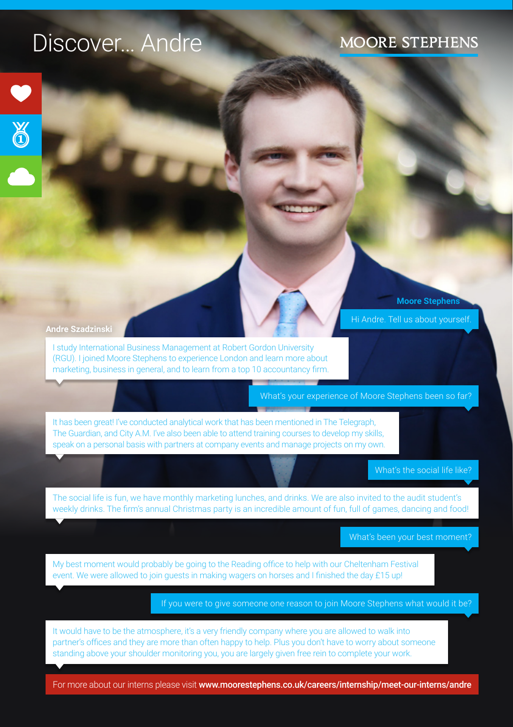# Discover... Andre

MOORE STEPHENS

**Moore Stephens**

Hi Andre. Tell us about yourself.

**Andre Szadzinski**

I study International Business Management at Robert Gordon University (RGU). I joined Moore Stephens to experience London and learn more about marketing, business in general, and to learn from a top 10 accountancy firm.

What's your experience of Moore Stephens been so far?

It has been great! I've conducted analytical work that has been mentioned in The Telegraph, The Guardian, and City A.M. I've also been able to attend training courses to develop my skills, speak on a personal basis with partners at company events and manage projects on my own.

What's the social life like?

The social life is fun, we have monthly marketing lunches, and drinks. We are also invited to the audit student's weekly drinks. The firm's annual Christmas party is an incredible amount of fun, full of games, dancing and food!

What's been your best moment?

My best moment would probably be going to the Reading office to help with our Cheltenham Festival event. We were allowed to join guests in making wagers on horses and I finished the day £15 up!

If you were to give someone one reason to join Moore Stephens what would it be?

It would have to be the atmosphere, it's a very friendly company where you are allowed to walk into partner's offices and they are more than often happy to help. Plus you don't have to worry about someone standing above your shoulder monitoring you, you are largely given free rein to complete your work.

For more about our interns please visit **www.moorestephens.co.uk/careers/internship/meet-our-interns/andre**